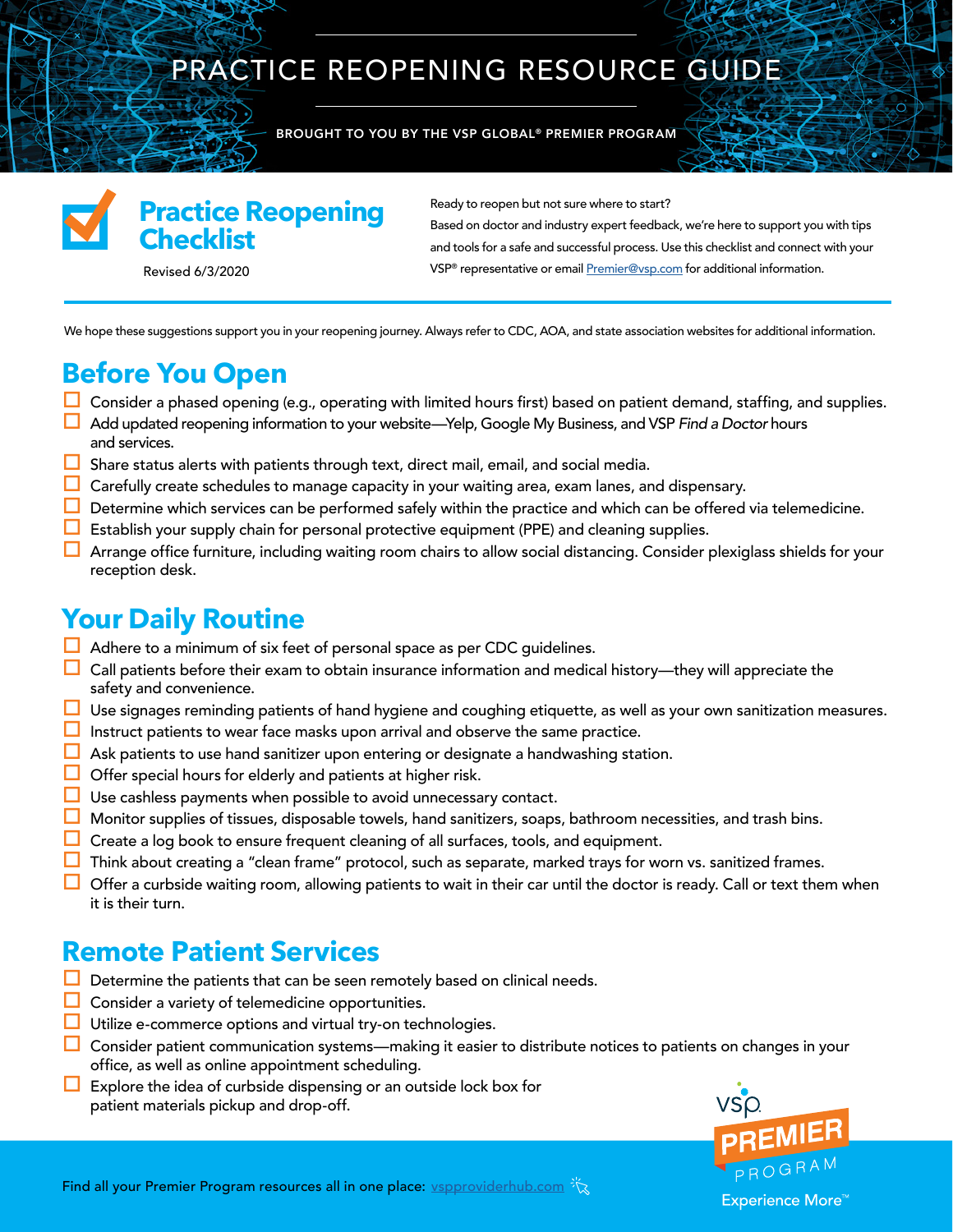# PRACTICE REOPENING RESOURCE GUIDE

BROUGHT TO YOU BY THE VSP GLOBAL® PREMIER PROGRAM

## Practice Reopening Checklist

Revised 6/3/2020

Ready to reopen but not sure where to start?
Based on doctor and industry expert feedback, we're here to support you with tips and tools for a safe and successful process. Use this checklist and connect with your VSP® representative or email Premier@vsp.com for additional information.

We hope these suggestions support you in your reopening journey. Always refer to CDC, AOA, and state association websites for additional information.

## Before You Open

- ☐ Consider a phased opening (e.g., operating with limited hours first) based on patient demand, staffing, and supplies.
- ☐ Add updated reopening information to your website—Yelp, Google My Business, and VSP *Find a Doctor* hours and services.
- ☐ Share status alerts with patients through text, direct mail, email, and social media.
- ☐ Carefully create schedules to manage capacity in your waiting area, exam lanes, and dispensary.
- ☐ Determine which services can be performed safely within the practice and which can be offered via telemedicine.
- ☐ Establish your supply chain for personal protective equipment (PPE) and cleaning supplies.
- ☐ Arrange office furniture, including waiting room chairs to allow social distancing. Consider plexiglass shields for your reception desk.

## Your Daily Routine

- ☐ Adhere to a minimum of six feet of personal space as per CDC guidelines.
- ☐ Call patients before their exam to obtain insurance information and medical history—they will appreciate the safety and convenience.
- ☐ Use signages reminding patients of hand hygiene and coughing etiquette, as well as your own sanitization measures.
- ☐ Instruct patients to wear face masks upon arrival and observe the same practice.
- ☐ Ask patients to use hand sanitizer upon entering or designate a handwashing station.
- ☐ Offer special hours for elderly and patients at higher risk.
- ☐ Use cashless payments when possible to avoid unnecessary contact.
- ☐ Monitor supplies of tissues, disposable towels, hand sanitizers, soaps, bathroom necessities, and trash bins.
- ☐ Create a log book to ensure frequent cleaning of all surfaces, tools, and equipment.
- ☐ Think about creating a "clean frame" protocol, such as separate, marked trays for worn vs. sanitized frames.
- ☐ Offer a curbside waiting room, allowing patients to wait in their car until the doctor is ready. Call or text them when it is their turn.

## Remote Patient Services

- ☐ Determine the patients that can be seen remotely based on clinical needs.
- ☐ Consider a variety of telemedicine opportunities.
- ☐ Utilize e-commerce options and virtual try-on technologies.
- ☐ Consider patient communication systems—making it easier to distribute notices to patients on changes in your office, as well as online appointment scheduling.
- ☐ Explore the idea of curbside dispensing or an outside lock box for patient materials pickup and drop-off.

Find all your Premier Program resources all in one place: vspproviderhub.com

VSP PREMIER PROGRAM Experience More™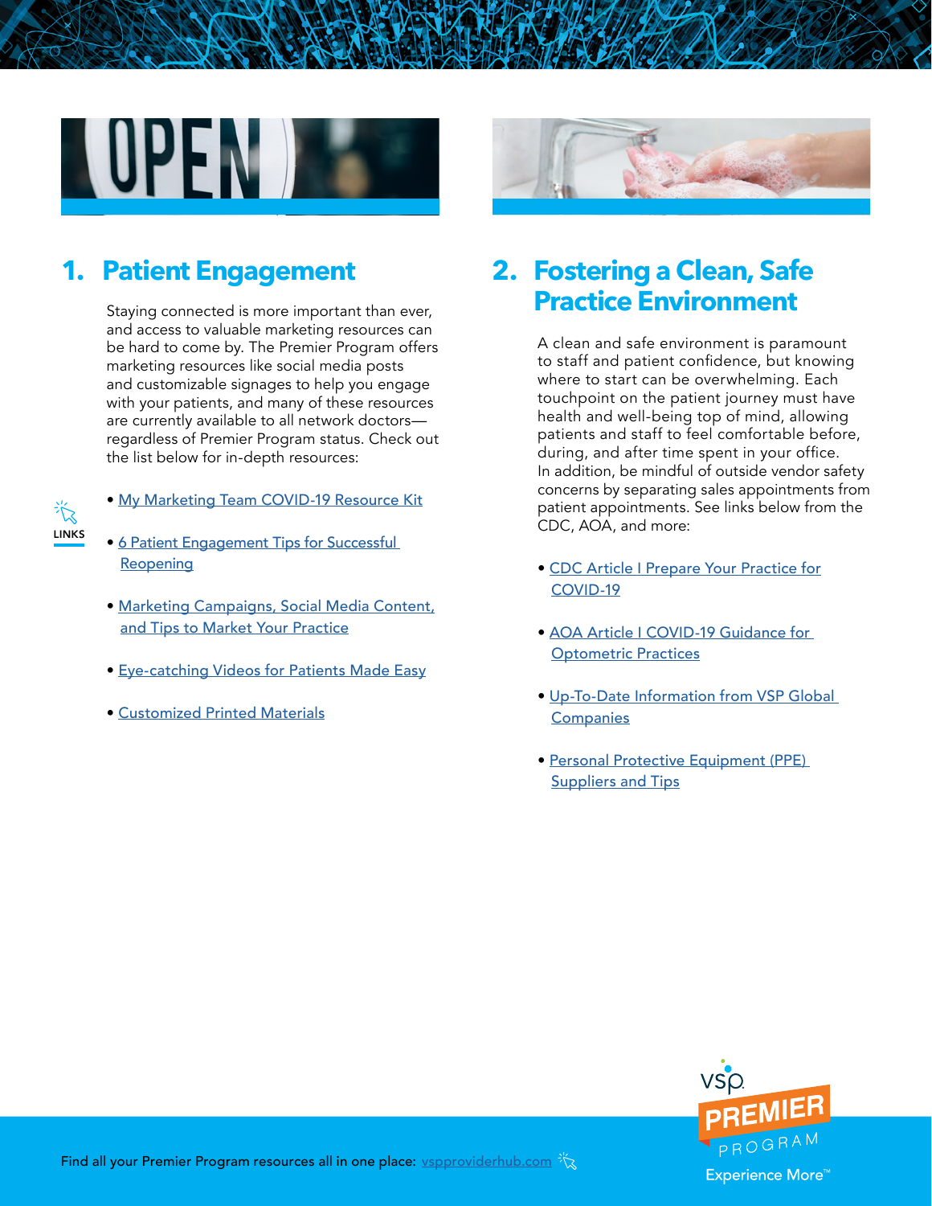## 1. Patient Engagement

Staying connected is more important than ever, and access to valuable marketing resources can be hard to come by. The Premier Program offers marketing resources like social media posts and customizable signages to help you engage with your patients, and many of these resources are currently available to all network doctors—regardless of Premier Program status. Check out the list below for in-depth resources:

LINKS

- My Marketing Team COVID-19 Resource Kit
- 6 Patient Engagement Tips for Successful Reopening
- Marketing Campaigns, Social Media Content, and Tips to Market Your Practice
- Eye-catching Videos for Patients Made Easy
- Customized Printed Materials

## 2. Fostering a Clean, Safe Practice Environment

A clean and safe environment is paramount to staff and patient confidence, but knowing where to start can be overwhelming. Each touchpoint on the patient journey must have health and well-being top of mind, allowing patients and staff to feel comfortable before, during, and after time spent in your office. In addition, be mindful of outside vendor safety concerns by separating sales appointments from patient appointments. See links below from the CDC, AOA, and more:

- CDC Article I Prepare Your Practice for COVID-19
- AOA Article I COVID-19 Guidance for Optometric Practices
- Up-To-Date Information from VSP Global Companies
- Personal Protective Equipment (PPE) Suppliers and Tips

Find all your Premier Program resources all in one place: vspproviderhub.com

vsp. PREMIER PROGRAM Experience More™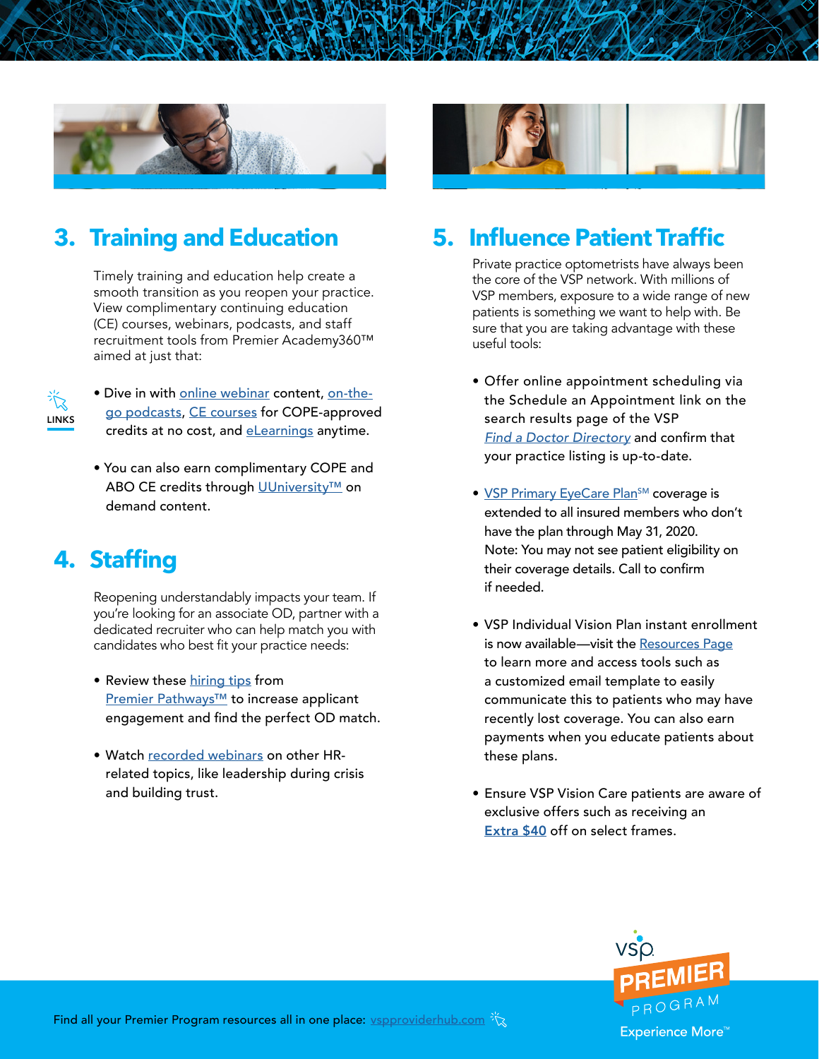## 3. Training and Education

Timely training and education help create a smooth transition as you reopen your practice. View complimentary continuing education (CE) courses, webinars, podcasts, and staff recruitment tools from Premier Academy360™ aimed at just that:

LINKS

- Dive in with online webinar content, on-the-go podcasts, CE courses for COPE-approved credits at no cost, and eLearnings anytime.
- You can also earn complimentary COPE and ABO CE credits through UUniversity™ on demand content.

## 4. Staffing

Reopening understandably impacts your team. If you're looking for an associate OD, partner with a dedicated recruiter who can help match you with candidates who best fit your practice needs:

- Review these hiring tips from Premier Pathways™ to increase applicant engagement and find the perfect OD match.
- Watch recorded webinars on other HR-related topics, like leadership during crisis and building trust.

## 5. Influence Patient Traffic

Private practice optometrists have always been the core of the VSP network. With millions of VSP members, exposure to a wide range of new patients is something we want to help with. Be sure that you are taking advantage with these useful tools:

- Offer online appointment scheduling via the Schedule an Appointment link on the search results page of the VSP *Find a Doctor Directory* and confirm that your practice listing is up-to-date.
- VSP Primary EyeCare Plan℠ coverage is extended to all insured members who don't have the plan through May 31, 2020. Note: You may not see patient eligibility on their coverage details. Call to confirm if needed.
- VSP Individual Vision Plan instant enrollment is now available—visit the Resources Page to learn more and access tools such as a customized email template to easily communicate this to patients who may have recently lost coverage. You can also earn payments when you educate patients about these plans.
- Ensure VSP Vision Care patients are aware of exclusive offers such as receiving an **Extra $40** off on select frames.

Find all your Premier Program resources all in one place: vspproviderhub.com

vsp PREMIER PROGRAM Experience More™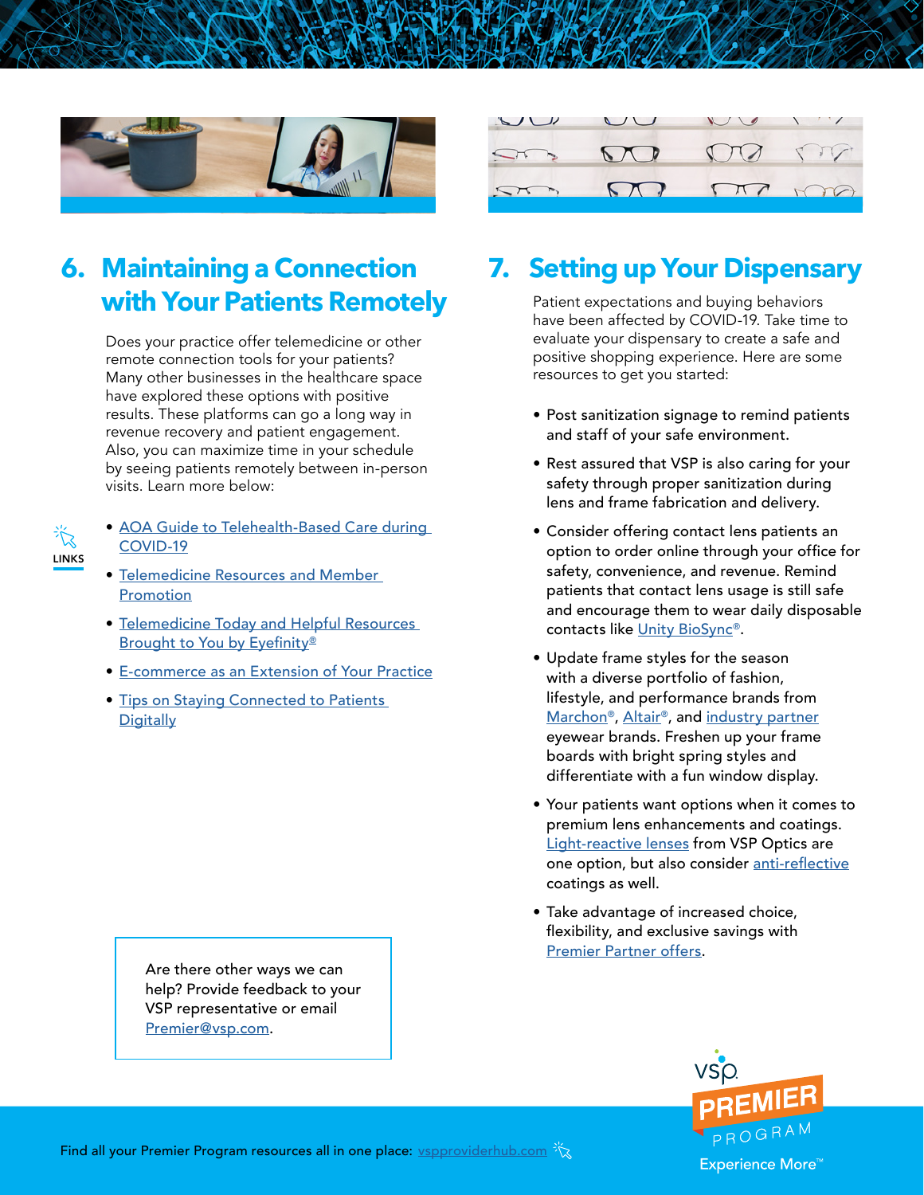## 6. Maintaining a Connection with Your Patients Remotely

Does your practice offer telemedicine or other remote connection tools for your patients? Many other businesses in the healthcare space have explored these options with positive results. These platforms can go a long way in revenue recovery and patient engagement. Also, you can maximize time in your schedule by seeing patients remotely between in-person visits. Learn more below:

LINKS

- AOA Guide to Telehealth-Based Care during COVID-19
- Telemedicine Resources and Member Promotion
- Telemedicine Today and Helpful Resources Brought to You by Eyefinity®
- E-commerce as an Extension of Your Practice
- Tips on Staying Connected to Patients Digitally

Are there other ways we can help? Provide feedback to your VSP representative or email Premier@vsp.com.

## 7. Setting up Your Dispensary

Patient expectations and buying behaviors have been affected by COVID-19. Take time to evaluate your dispensary to create a safe and positive shopping experience. Here are some resources to get you started:

- Post sanitization signage to remind patients and staff of your safe environment.
- Rest assured that VSP is also caring for your safety through proper sanitization during lens and frame fabrication and delivery.
- Consider offering contact lens patients an option to order online through your office for safety, convenience, and revenue. Remind patients that contact lens usage is still safe and encourage them to wear daily disposable contacts like Unity BioSync®.
- Update frame styles for the season with a diverse portfolio of fashion, lifestyle, and performance brands from Marchon®, Altair®, and industry partner eyewear brands. Freshen up your frame boards with bright spring styles and differentiate with a fun window display.
- Your patients want options when it comes to premium lens enhancements and coatings. Light-reactive lenses from VSP Optics are one option, but also consider anti-reflective coatings as well.
- Take advantage of increased choice, flexibility, and exclusive savings with Premier Partner offers.

Find all your Premier Program resources all in one place: vspproviderhub.com

vsp PREMIER PROGRAM Experience More™